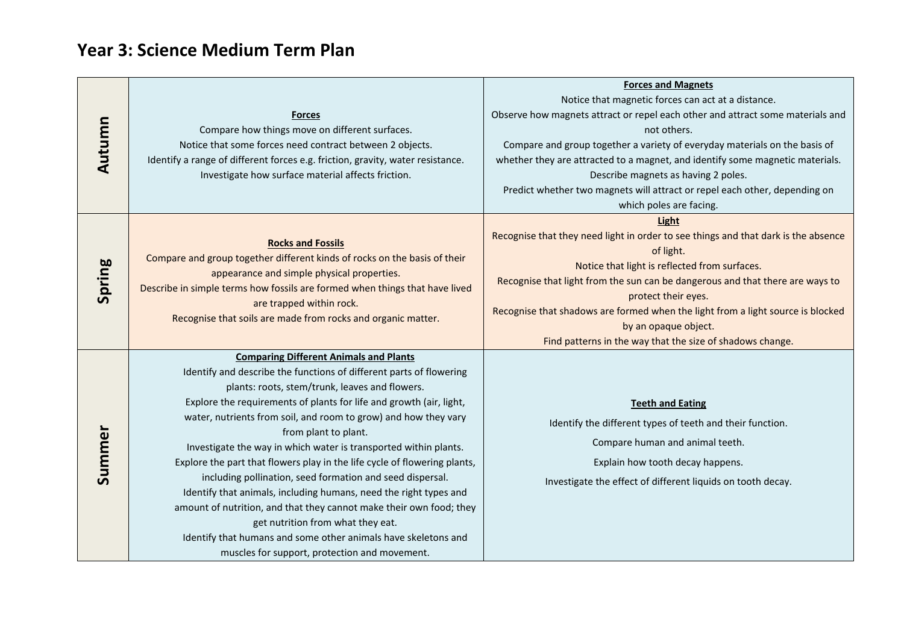# Year 3: Science Medium Term Plan

| | | |
|---|---|---|
| **Autumn** | **Forces**<br>Compare how things move on different surfaces.<br>Notice that some forces need contract between 2 objects.<br>Identify a range of different forces e.g. friction, gravity, water resistance.<br>Investigate how surface material affects friction. | **Forces and Magnets**<br>Notice that magnetic forces can act at a distance.<br>Observe how magnets attract or repel each other and attract some materials and not others.<br>Compare and group together a variety of everyday materials on the basis of whether they are attracted to a magnet, and identify some magnetic materials.<br>Describe magnets as having 2 poles.<br>Predict whether two magnets will attract or repel each other, depending on which poles are facing. |
| **Spring** | **Rocks and Fossils**<br>Compare and group together different kinds of rocks on the basis of their appearance and simple physical properties.<br>Describe in simple terms how fossils are formed when things that have lived are trapped within rock.<br>Recognise that soils are made from rocks and organic matter. | **Light**<br>Recognise that they need light in order to see things and that dark is the absence of light.<br>Notice that light is reflected from surfaces.<br>Recognise that light from the sun can be dangerous and that there are ways to protect their eyes.<br>Recognise that shadows are formed when the light from a light source is blocked by an opaque object.<br>Find patterns in the way that the size of shadows change. |
| **Summer** | **Comparing Different Animals and Plants**<br>Identify and describe the functions of different parts of flowering plants: roots, stem/trunk, leaves and flowers.<br>Explore the requirements of plants for life and growth (air, light, water, nutrients from soil, and room to grow) and how they vary from plant to plant.<br>Investigate the way in which water is transported within plants.<br>Explore the part that flowers play in the life cycle of flowering plants, including pollination, seed formation and seed dispersal.<br>Identify that animals, including humans, need the right types and amount of nutrition, and that they cannot make their own food; they get nutrition from what they eat.<br>Identify that humans and some other animals have skeletons and muscles for support, protection and movement. | **Teeth and Eating**<br>Identify the different types of teeth and their function.<br>Compare human and animal teeth.<br>Explain how tooth decay happens.<br>Investigate the effect of different liquids on tooth decay. |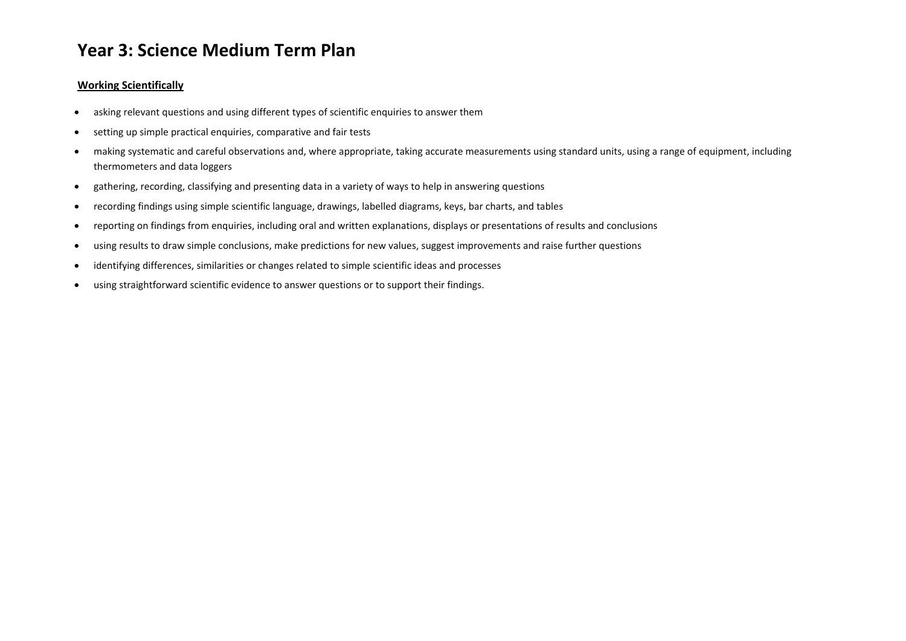# Year 3: Science Medium Term Plan

**Working Scientifically**

- asking relevant questions and using different types of scientific enquiries to answer them
- setting up simple practical enquiries, comparative and fair tests
- making systematic and careful observations and, where appropriate, taking accurate measurements using standard units, using a range of equipment, including thermometers and data loggers
- gathering, recording, classifying and presenting data in a variety of ways to help in answering questions
- recording findings using simple scientific language, drawings, labelled diagrams, keys, bar charts, and tables
- reporting on findings from enquiries, including oral and written explanations, displays or presentations of results and conclusions
- using results to draw simple conclusions, make predictions for new values, suggest improvements and raise further questions
- identifying differences, similarities or changes related to simple scientific ideas and processes
- using straightforward scientific evidence to answer questions or to support their findings.